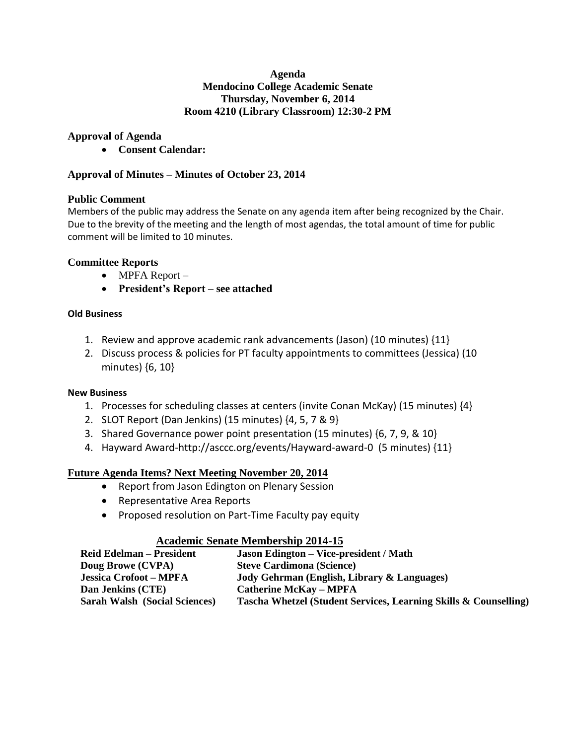# Agenda
## Mendocino College Academic Senate
## Thursday, November 6, 2014
## Room 4210 (Library Classroom) 12:30-2 PM

### Approval of Agenda

- **Consent Calendar:**

### Approval of Minutes – Minutes of October 23, 2014

### Public Comment

Members of the public may address the Senate on any agenda item after being recognized by the Chair. Due to the brevity of the meeting and the length of most agendas, the total amount of time for public comment will be limited to 10 minutes.

### Committee Reports

- MPFA Report –
- **President's Report – see attached**

#### Old Business

1. Review and approve academic rank advancements (Jason) (10 minutes) {11}
2. Discuss process & policies for PT faculty appointments to committees (Jessica) (10 minutes) {6, 10}

#### New Business

1. Processes for scheduling classes at centers (invite Conan McKay) (15 minutes) {4}
2. SLOT Report (Dan Jenkins) (15 minutes) {4, 5, 7 & 9}
3. Shared Governance power point presentation (15 minutes) {6, 7, 9, & 10}
4. Hayward Award-http://asccc.org/events/Hayward-award-0 (5 minutes) {11}

### Future Agenda Items? Next Meeting November 20, 2014

- Report from Jason Edington on Plenary Session
- Representative Area Reports
- Proposed resolution on Part-Time Faculty pay equity

### Academic Senate Membership 2014-15

| | |
|---|---|
| **Reid Edelman – President** | **Jason Edington – Vice-president / Math** |
| **Doug Browe (CVPA)** | **Steve Cardimona (Science)** |
| **Jessica Crofoot – MPFA** | **Jody Gehrman (English, Library & Languages)** |
| **Dan Jenkins (CTE)** | **Catherine McKay – MPFA** |
| **Sarah Walsh (Social Sciences)** | **Tascha Whetzel (Student Services, Learning Skills & Counselling)** |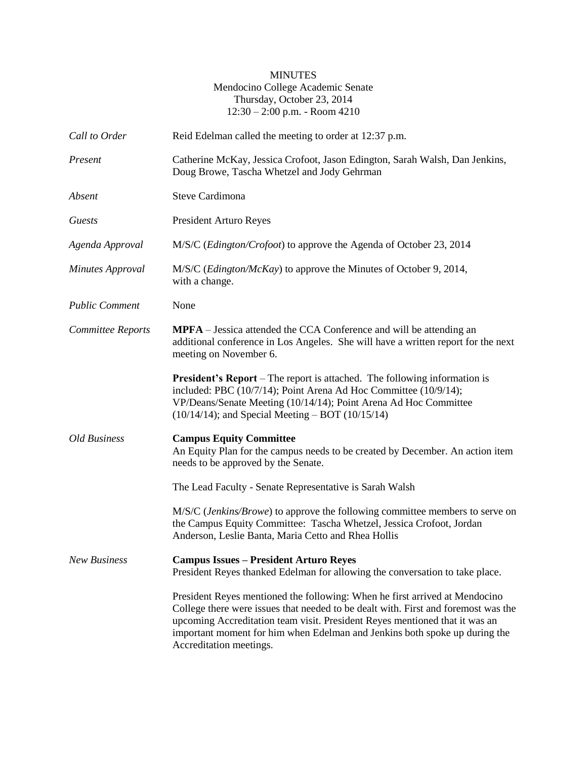# MINUTES

Mendocino College Academic Senate
Thursday, October 23, 2014
12:30 – 2:00 p.m. - Room 4210

| | |
|---|---|
| *Call to Order* | Reid Edelman called the meeting to order at 12:37 p.m. |
| *Present* | Catherine McKay, Jessica Crofoot, Jason Edington, Sarah Walsh, Dan Jenkins, Doug Browe, Tascha Whetzel and Jody Gehrman |
| *Absent* | Steve Cardimona |
| *Guests* | President Arturo Reyes |
| *Agenda Approval* | M/S/C (*Edington/Crofoot*) to approve the Agenda of October 23, 2014 |
| *Minutes Approval* | M/S/C (*Edington/McKay*) to approve the Minutes of October 9, 2014, with a change. |
| *Public Comment* | None |

*Committee Reports*

**MPFA** – Jessica attended the CCA Conference and will be attending an additional conference in Los Angeles. She will have a written report for the next meeting on November 6.

**President's Report** – The report is attached. The following information is included: PBC (10/7/14); Point Arena Ad Hoc Committee (10/9/14); VP/Deans/Senate Meeting (10/14/14); Point Arena Ad Hoc Committee (10/14/14); and Special Meeting – BOT (10/15/14)

*Old Business*

**Campus Equity Committee**
An Equity Plan for the campus needs to be created by December. An action item needs to be approved by the Senate.

The Lead Faculty - Senate Representative is Sarah Walsh

M/S/C (*Jenkins/Browe*) to approve the following committee members to serve on the Campus Equity Committee: Tascha Whetzel, Jessica Crofoot, Jordan Anderson, Leslie Banta, Maria Cetto and Rhea Hollis

*New Business*

**Campus Issues – President Arturo Reyes**
President Reyes thanked Edelman for allowing the conversation to take place.

President Reyes mentioned the following: When he first arrived at Mendocino College there were issues that needed to be dealt with. First and foremost was the upcoming Accreditation team visit. President Reyes mentioned that it was an important moment for him when Edelman and Jenkins both spoke up during the Accreditation meetings.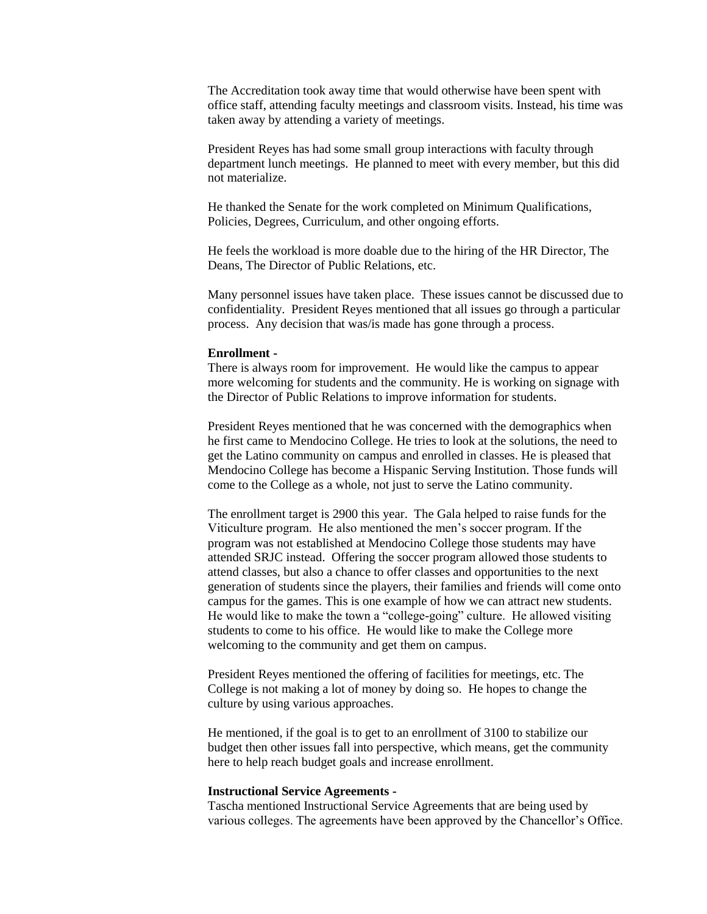The Accreditation took away time that would otherwise have been spent with office staff, attending faculty meetings and classroom visits. Instead, his time was taken away by attending a variety of meetings.

President Reyes has had some small group interactions with faculty through department lunch meetings. He planned to meet with every member, but this did not materialize.

He thanked the Senate for the work completed on Minimum Qualifications, Policies, Degrees, Curriculum, and other ongoing efforts.

He feels the workload is more doable due to the hiring of the HR Director, The Deans, The Director of Public Relations, etc.

Many personnel issues have taken place. These issues cannot be discussed due to confidentiality. President Reyes mentioned that all issues go through a particular process. Any decision that was/is made has gone through a process.

**Enrollment -**
There is always room for improvement. He would like the campus to appear more welcoming for students and the community. He is working on signage with the Director of Public Relations to improve information for students.

President Reyes mentioned that he was concerned with the demographics when he first came to Mendocino College. He tries to look at the solutions, the need to get the Latino community on campus and enrolled in classes. He is pleased that Mendocino College has become a Hispanic Serving Institution. Those funds will come to the College as a whole, not just to serve the Latino community.

The enrollment target is 2900 this year. The Gala helped to raise funds for the Viticulture program. He also mentioned the men's soccer program. If the program was not established at Mendocino College those students may have attended SRJC instead. Offering the soccer program allowed those students to attend classes, but also a chance to offer classes and opportunities to the next generation of students since the players, their families and friends will come onto campus for the games. This is one example of how we can attract new students. He would like to make the town a "college-going" culture. He allowed visiting students to come to his office. He would like to make the College more welcoming to the community and get them on campus.

President Reyes mentioned the offering of facilities for meetings, etc. The College is not making a lot of money by doing so. He hopes to change the culture by using various approaches.

He mentioned, if the goal is to get to an enrollment of 3100 to stabilize our budget then other issues fall into perspective, which means, get the community here to help reach budget goals and increase enrollment.

**Instructional Service Agreements -**
Tascha mentioned Instructional Service Agreements that are being used by various colleges. The agreements have been approved by the Chancellor's Office.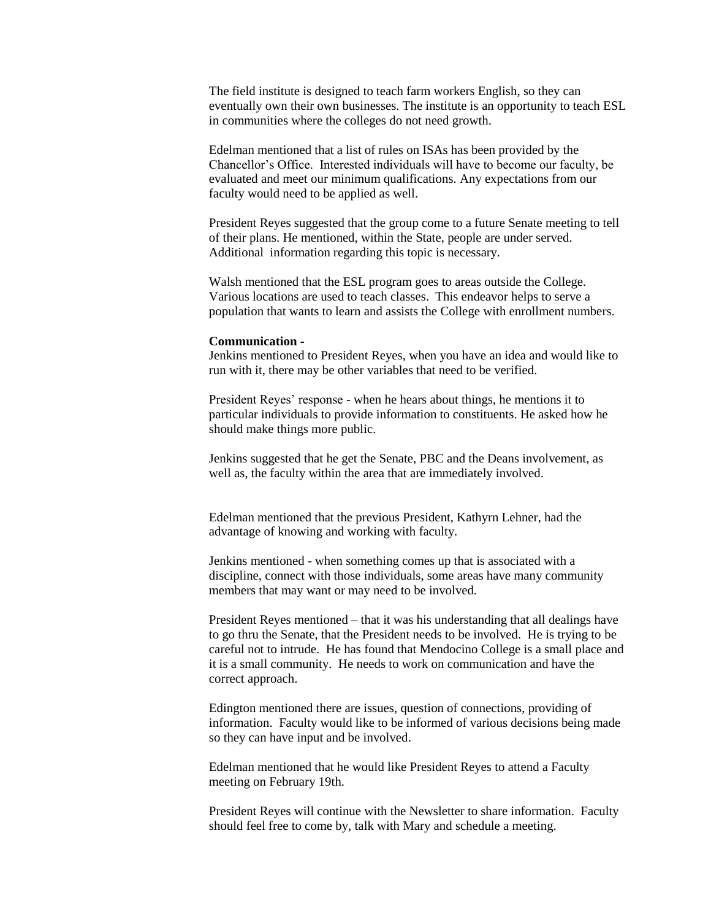The field institute is designed to teach farm workers English, so they can eventually own their own businesses. The institute is an opportunity to teach ESL in communities where the colleges do not need growth.

Edelman mentioned that a list of rules on ISAs has been provided by the Chancellor's Office. Interested individuals will have to become our faculty, be evaluated and meet our minimum qualifications. Any expectations from our faculty would need to be applied as well.

President Reyes suggested that the group come to a future Senate meeting to tell of their plans. He mentioned, within the State, people are under served. Additional information regarding this topic is necessary.

Walsh mentioned that the ESL program goes to areas outside the College. Various locations are used to teach classes. This endeavor helps to serve a population that wants to learn and assists the College with enrollment numbers.

**Communication -**

Jenkins mentioned to President Reyes, when you have an idea and would like to run with it, there may be other variables that need to be verified.

President Reyes' response - when he hears about things, he mentions it to particular individuals to provide information to constituents. He asked how he should make things more public.

Jenkins suggested that he get the Senate, PBC and the Deans involvement, as well as, the faculty within the area that are immediately involved.

Edelman mentioned that the previous President, Kathyrn Lehner, had the advantage of knowing and working with faculty.

Jenkins mentioned - when something comes up that is associated with a discipline, connect with those individuals, some areas have many community members that may want or may need to be involved.

President Reyes mentioned – that it was his understanding that all dealings have to go thru the Senate, that the President needs to be involved. He is trying to be careful not to intrude. He has found that Mendocino College is a small place and it is a small community. He needs to work on communication and have the correct approach.

Edington mentioned there are issues, question of connections, providing of information. Faculty would like to be informed of various decisions being made so they can have input and be involved.

Edelman mentioned that he would like President Reyes to attend a Faculty meeting on February 19th.

President Reyes will continue with the Newsletter to share information. Faculty should feel free to come by, talk with Mary and schedule a meeting.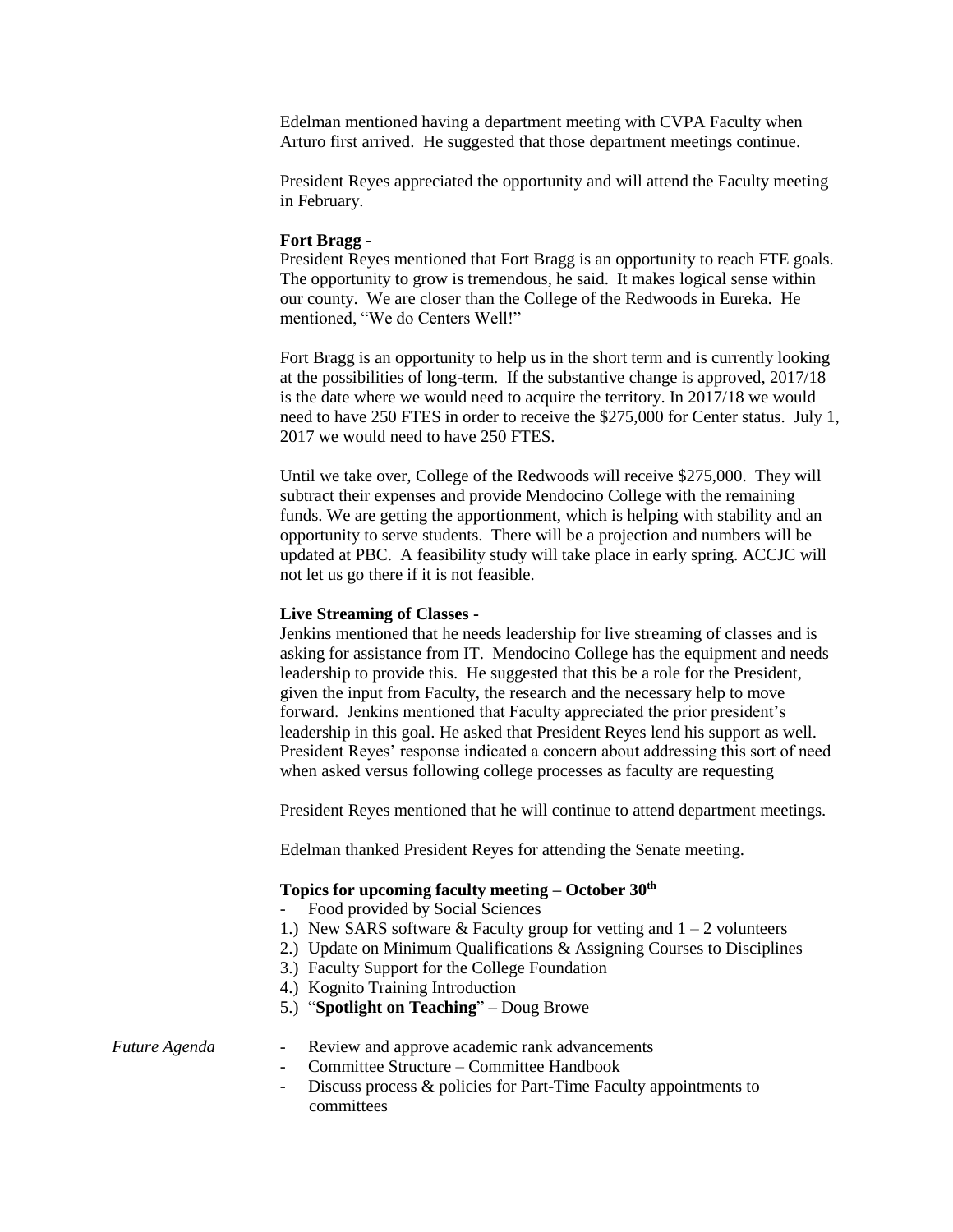Edelman mentioned having a department meeting with CVPA Faculty when Arturo first arrived. He suggested that those department meetings continue.

President Reyes appreciated the opportunity and will attend the Faculty meeting in February.

**Fort Bragg -**

President Reyes mentioned that Fort Bragg is an opportunity to reach FTE goals. The opportunity to grow is tremendous, he said. It makes logical sense within our county. We are closer than the College of the Redwoods in Eureka. He mentioned, "We do Centers Well!"

Fort Bragg is an opportunity to help us in the short term and is currently looking at the possibilities of long-term. If the substantive change is approved, 2017/18 is the date where we would need to acquire the territory. In 2017/18 we would need to have 250 FTES in order to receive the $275,000 for Center status. July 1, 2017 we would need to have 250 FTES.

Until we take over, College of the Redwoods will receive $275,000. They will subtract their expenses and provide Mendocino College with the remaining funds. We are getting the apportionment, which is helping with stability and an opportunity to serve students. There will be a projection and numbers will be updated at PBC. A feasibility study will take place in early spring. ACCJC will not let us go there if it is not feasible.

**Live Streaming of Classes -**

Jenkins mentioned that he needs leadership for live streaming of classes and is asking for assistance from IT. Mendocino College has the equipment and needs leadership to provide this. He suggested that this be a role for the President, given the input from Faculty, the research and the necessary help to move forward. Jenkins mentioned that Faculty appreciated the prior president's leadership in this goal. He asked that President Reyes lend his support as well. President Reyes' response indicated a concern about addressing this sort of need when asked versus following college processes as faculty are requesting

President Reyes mentioned that he will continue to attend department meetings.

Edelman thanked President Reyes for attending the Senate meeting.

**Topics for upcoming faculty meeting – October 30th**

- Food provided by Social Sciences

1.) New SARS software & Faculty group for vetting and 1 – 2 volunteers
2.) Update on Minimum Qualifications & Assigning Courses to Disciplines
3.) Faculty Support for the College Foundation
4.) Kognito Training Introduction
5.) "**Spotlight on Teaching**" – Doug Browe

*Future Agenda*

- Review and approve academic rank advancements
- Committee Structure – Committee Handbook
- Discuss process & policies for Part-Time Faculty appointments to committees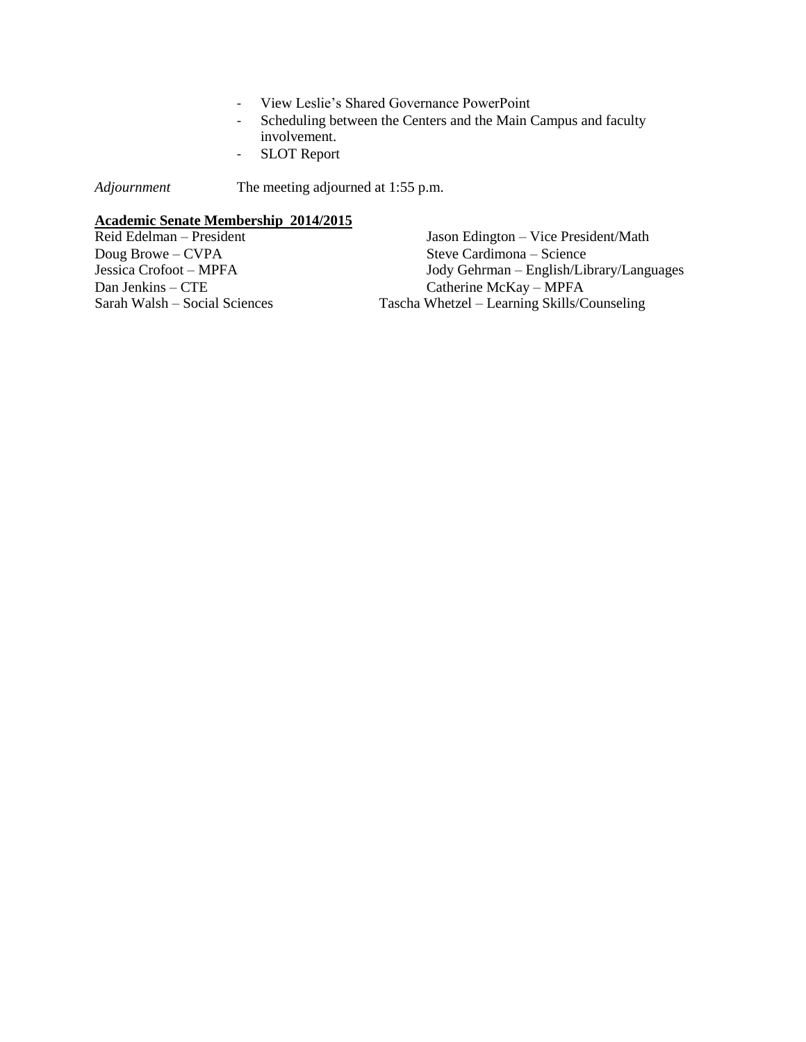- View Leslie's Shared Governance PowerPoint
- Scheduling between the Centers and the Main Campus and faculty involvement.
- SLOT Report

*Adjournment* The meeting adjourned at 1:55 p.m.

**Academic Senate Membership 2014/2015**

Reid Edelman – President
Jason Edington – Vice President/Math
Doug Browe – CVPA
Steve Cardimona – Science
Jessica Crofoot – MPFA
Jody Gehrman – English/Library/Languages
Dan Jenkins – CTE
Catherine McKay – MPFA
Sarah Walsh – Social Sciences
Tascha Whetzel – Learning Skills/Counseling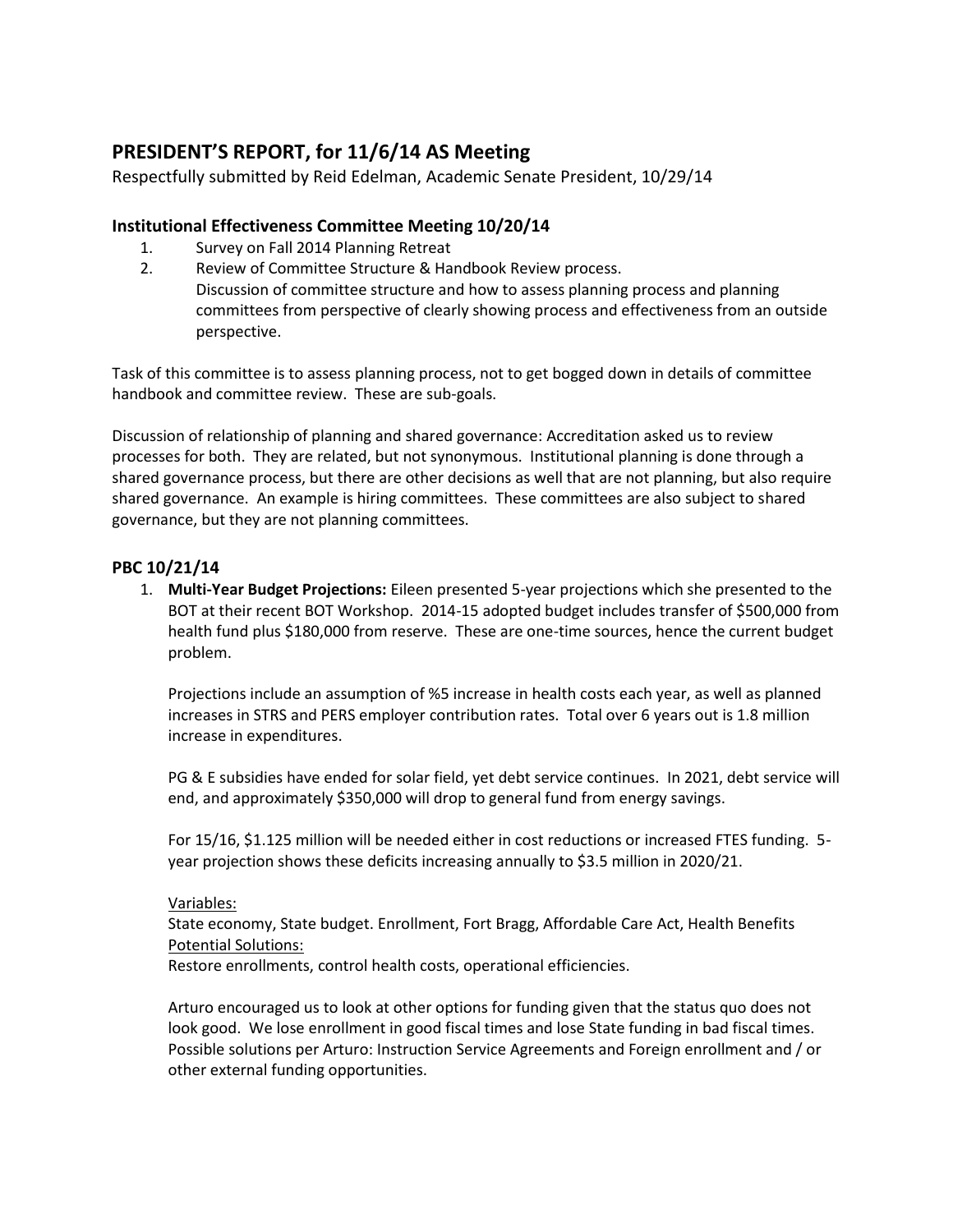## PRESIDENT'S REPORT, for 11/6/14 AS Meeting

Respectfully submitted by Reid Edelman, Academic Senate President, 10/29/14

### Institutional Effectiveness Committee Meeting 10/20/14

1. Survey on Fall 2014 Planning Retreat
2. Review of Committee Structure & Handbook Review process.
   Discussion of committee structure and how to assess planning process and planning committees from perspective of clearly showing process and effectiveness from an outside perspective.

Task of this committee is to assess planning process, not to get bogged down in details of committee handbook and committee review. These are sub-goals.

Discussion of relationship of planning and shared governance: Accreditation asked us to review processes for both. They are related, but not synonymous. Institutional planning is done through a shared governance process, but there are other decisions as well that are not planning, but also require shared governance. An example is hiring committees. These committees are also subject to shared governance, but they are not planning committees.

### PBC 10/21/14

1. **Multi-Year Budget Projections:** Eileen presented 5-year projections which she presented to the BOT at their recent BOT Workshop. 2014-15 adopted budget includes transfer of $500,000 from health fund plus $180,000 from reserve. These are one-time sources, hence the current budget problem.

   Projections include an assumption of %5 increase in health costs each year, as well as planned increases in STRS and PERS employer contribution rates. Total over 6 years out is 1.8 million increase in expenditures.

   PG & E subsidies have ended for solar field, yet debt service continues. In 2021, debt service will end, and approximately $350,000 will drop to general fund from energy savings.

   For 15/16, $1.125 million will be needed either in cost reductions or increased FTES funding. 5-year projection shows these deficits increasing annually to $3.5 million in 2020/21.

   Variables:
   State economy, State budget. Enrollment, Fort Bragg, Affordable Care Act, Health Benefits
   Potential Solutions:
   Restore enrollments, control health costs, operational efficiencies.

   Arturo encouraged us to look at other options for funding given that the status quo does not look good. We lose enrollment in good fiscal times and lose State funding in bad fiscal times. Possible solutions per Arturo: Instruction Service Agreements and Foreign enrollment and / or other external funding opportunities.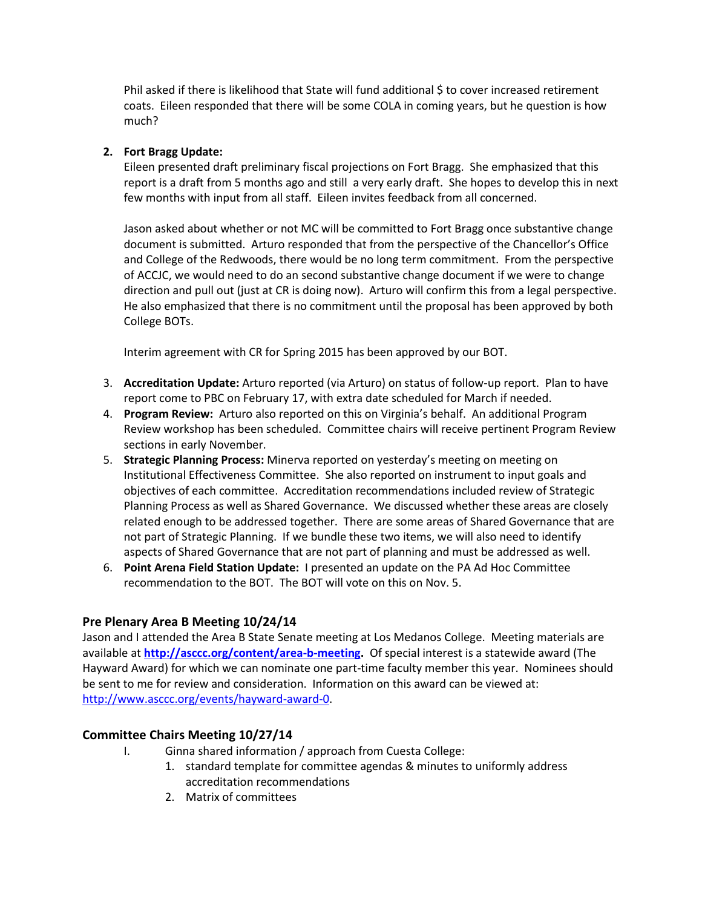Phil asked if there is likelihood that State will fund additional $ to cover increased retirement coats. Eileen responded that there will be some COLA in coming years, but he question is how much?

2. **Fort Bragg Update:**
   Eileen presented draft preliminary fiscal projections on Fort Bragg. She emphasized that this report is a draft from 5 months ago and still a very early draft. She hopes to develop this in next few months with input from all staff. Eileen invites feedback from all concerned.

   Jason asked about whether or not MC will be committed to Fort Bragg once substantive change document is submitted. Arturo responded that from the perspective of the Chancellor's Office and College of the Redwoods, there would be no long term commitment. From the perspective of ACCJC, we would need to do an second substantive change document if we were to change direction and pull out (just at CR is doing now). Arturo will confirm this from a legal perspective. He also emphasized that there is no commitment until the proposal has been approved by both College BOTs.

   Interim agreement with CR for Spring 2015 has been approved by our BOT.

3. **Accreditation Update:** Arturo reported (via Arturo) on status of follow-up report. Plan to have report come to PBC on February 17, with extra date scheduled for March if needed.
4. **Program Review:** Arturo also reported on this on Virginia's behalf. An additional Program Review workshop has been scheduled. Committee chairs will receive pertinent Program Review sections in early November.
5. **Strategic Planning Process:** Minerva reported on yesterday's meeting on meeting on Institutional Effectiveness Committee. She also reported on instrument to input goals and objectives of each committee. Accreditation recommendations included review of Strategic Planning Process as well as Shared Governance. We discussed whether these areas are closely related enough to be addressed together. There are some areas of Shared Governance that are not part of Strategic Planning. If we bundle these two items, we will also need to identify aspects of Shared Governance that are not part of planning and must be addressed as well.
6. **Point Arena Field Station Update:** I presented an update on the PA Ad Hoc Committee recommendation to the BOT. The BOT will vote on this on Nov. 5.

## Pre Plenary Area B Meeting 10/24/14

Jason and I attended the Area B State Senate meeting at Los Medanos College. Meeting materials are available at **http://asccc.org/content/area-b-meeting.** Of special interest is a statewide award (The Hayward Award) for which we can nominate one part-time faculty member this year. Nominees should be sent to me for review and consideration. Information on this award can be viewed at: http://www.asccc.org/events/hayward-award-0.

## Committee Chairs Meeting 10/27/14

I. Ginna shared information / approach from Cuesta College:
   1. standard template for committee agendas & minutes to uniformly address accreditation recommendations
   2. Matrix of committees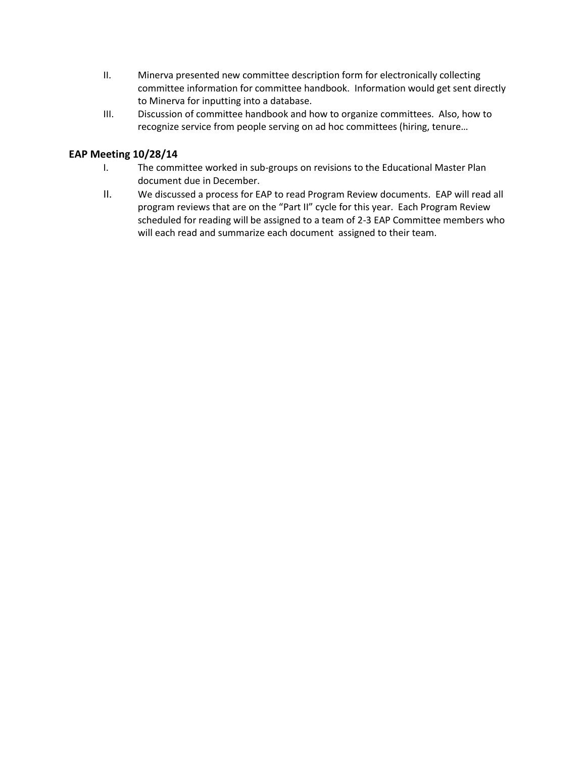II. Minerva presented new committee description form for electronically collecting committee information for committee handbook. Information would get sent directly to Minerva for inputting into a database.

III. Discussion of committee handbook and how to organize committees. Also, how to recognize service from people serving on ad hoc committees (hiring, tenure…

### EAP Meeting 10/28/14

I. The committee worked in sub-groups on revisions to the Educational Master Plan document due in December.

II. We discussed a process for EAP to read Program Review documents. EAP will read all program reviews that are on the "Part II" cycle for this year. Each Program Review scheduled for reading will be assigned to a team of 2-3 EAP Committee members who will each read and summarize each document assigned to their team.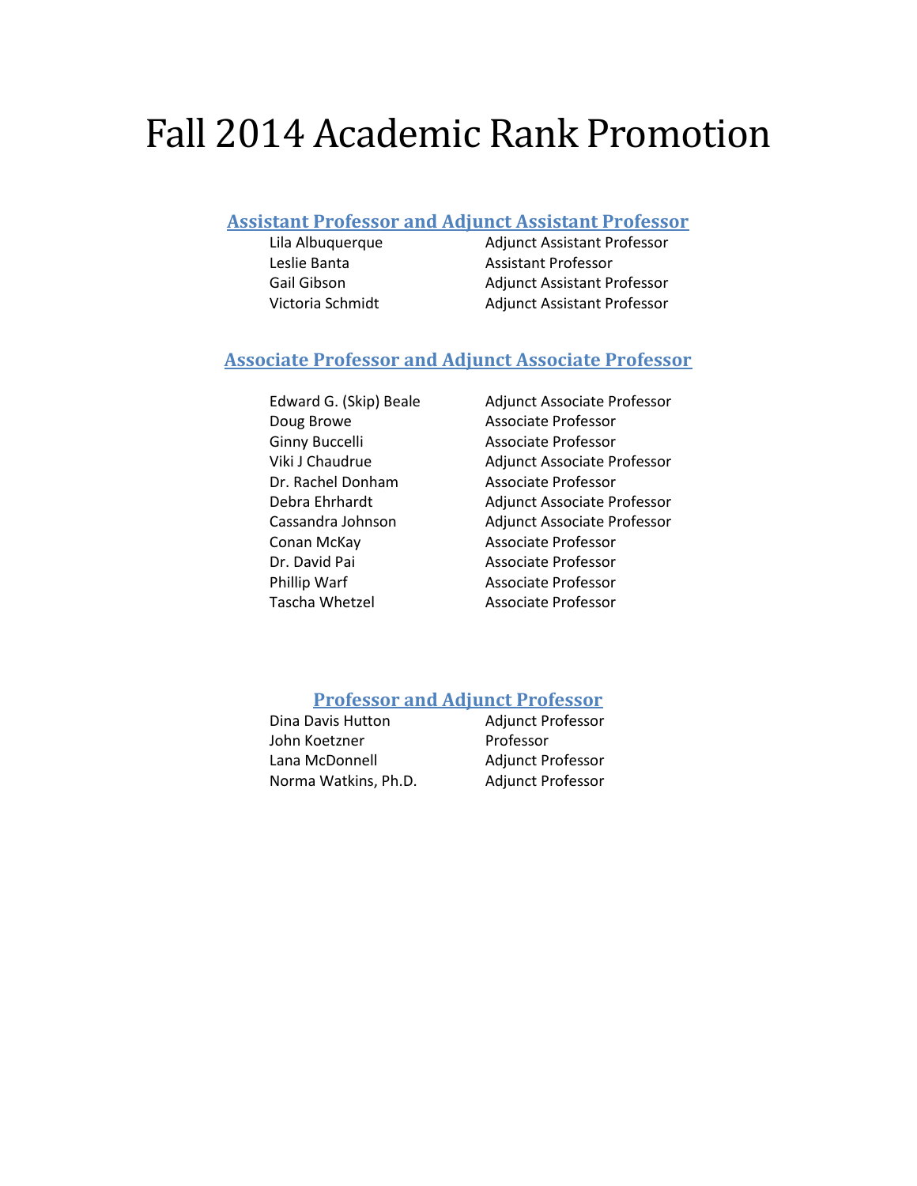# Fall 2014 Academic Rank Promotion

## Assistant Professor and Adjunct Assistant Professor

| | |
|---|---|
| Lila Albuquerque | Adjunct Assistant Professor |
| Leslie Banta | Assistant Professor |
| Gail Gibson | Adjunct Assistant Professor |
| Victoria Schmidt | Adjunct Assistant Professor |

## Associate Professor and Adjunct Associate Professor

| | |
|---|---|
| Edward G. (Skip) Beale | Adjunct Associate Professor |
| Doug Browe | Associate Professor |
| Ginny Buccelli | Associate Professor |
| Viki J Chaudrue | Adjunct Associate Professor |
| Dr. Rachel Donham | Associate Professor |
| Debra Ehrhardt | Adjunct Associate Professor |
| Cassandra Johnson | Adjunct Associate Professor |
| Conan McKay | Associate Professor |
| Dr. David Pai | Associate Professor |
| Phillip Warf | Associate Professor |
| Tascha Whetzel | Associate Professor |

## Professor and Adjunct Professor

| | |
|---|---|
| Dina Davis Hutton | Adjunct Professor |
| John Koetzner | Professor |
| Lana McDonnell | Adjunct Professor |
| Norma Watkins, Ph.D. | Adjunct Professor |